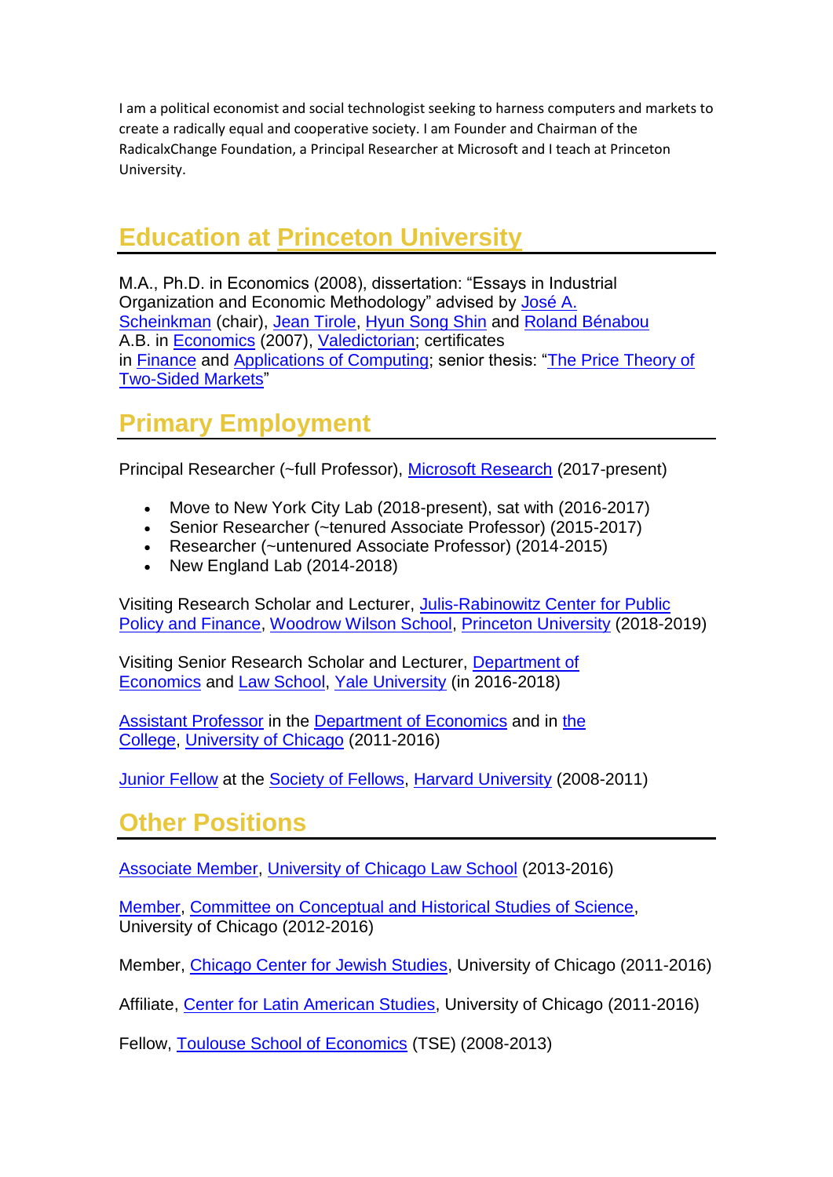I am a political economist and social technologist seeking to harness computers and markets to create a radically equal and cooperative society. I am Founder and Chairman of the RadicalxChange Foundation, a Principal Researcher at Microsoft and I teach at Princeton University.

## Education at Princeton University

M.A., Ph.D. in Economics (2008), dissertation: "Essays in Industrial Organization and Economic Methodology" advised by José A. Scheinkman (chair), Jean Tirole, Hyun Song Shin and Roland Bénabou
A.B. in Economics (2007), Valedictorian; certificates in Finance and Applications of Computing; senior thesis: "The Price Theory of Two-Sided Markets"

## Primary Employment

Principal Researcher (~full Professor), Microsoft Research (2017-present)

- Move to New York City Lab (2018-present), sat with (2016-2017)
- Senior Researcher (~tenured Associate Professor) (2015-2017)
- Researcher (~untenured Associate Professor) (2014-2015)
- New England Lab (2014-2018)

Visiting Research Scholar and Lecturer, Julis-Rabinowitz Center for Public Policy and Finance, Woodrow Wilson School, Princeton University (2018-2019)

Visiting Senior Research Scholar and Lecturer, Department of Economics and Law School, Yale University (in 2016-2018)

Assistant Professor in the Department of Economics and in the College, University of Chicago (2011-2016)

Junior Fellow at the Society of Fellows, Harvard University (2008-2011)

## Other Positions

Associate Member, University of Chicago Law School (2013-2016)

Member, Committee on Conceptual and Historical Studies of Science, University of Chicago (2012-2016)

Member, Chicago Center for Jewish Studies, University of Chicago (2011-2016)

Affiliate, Center for Latin American Studies, University of Chicago (2011-2016)

Fellow, Toulouse School of Economics (TSE) (2008-2013)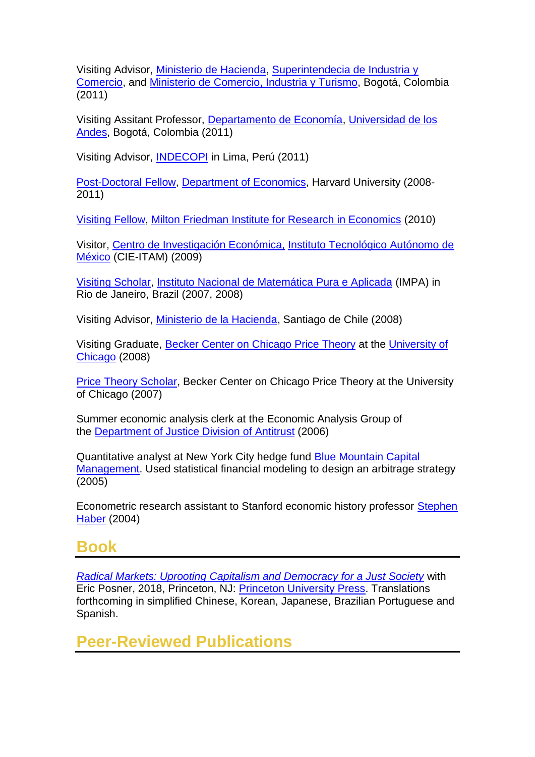Visiting Advisor, Ministerio de Hacienda, Superintendecia de Industria y Comercio, and Ministerio de Comercio, Industria y Turismo, Bogotá, Colombia (2011)

Visiting Assitant Professor, Departamento de Economía, Universidad de los Andes, Bogotá, Colombia (2011)

Visiting Advisor, INDECOPI in Lima, Perú (2011)

Post-Doctoral Fellow, Department of Economics, Harvard University (2008-2011)

Visiting Fellow, Milton Friedman Institute for Research in Economics (2010)

Visitor, Centro de Investigación Económica, Instituto Tecnológico Autónomo de México (CIE-ITAM) (2009)

Visiting Scholar, Instituto Nacional de Matemática Pura e Aplicada (IMPA) in Rio de Janeiro, Brazil (2007, 2008)

Visiting Advisor, Ministerio de la Hacienda, Santiago de Chile (2008)

Visiting Graduate, Becker Center on Chicago Price Theory at the University of Chicago (2008)

Price Theory Scholar, Becker Center on Chicago Price Theory at the University of Chicago (2007)

Summer economic analysis clerk at the Economic Analysis Group of the Department of Justice Division of Antitrust (2006)

Quantitative analyst at New York City hedge fund Blue Mountain Capital Management. Used statistical financial modeling to design an arbitrage strategy (2005)

Econometric research assistant to Stanford economic history professor Stephen Haber (2004)

## Book

*Radical Markets: Uprooting Capitalism and Democracy for a Just Society* with Eric Posner, 2018, Princeton, NJ: Princeton University Press. Translations forthcoming in simplified Chinese, Korean, Japanese, Brazilian Portuguese and Spanish.

## Peer-Reviewed Publications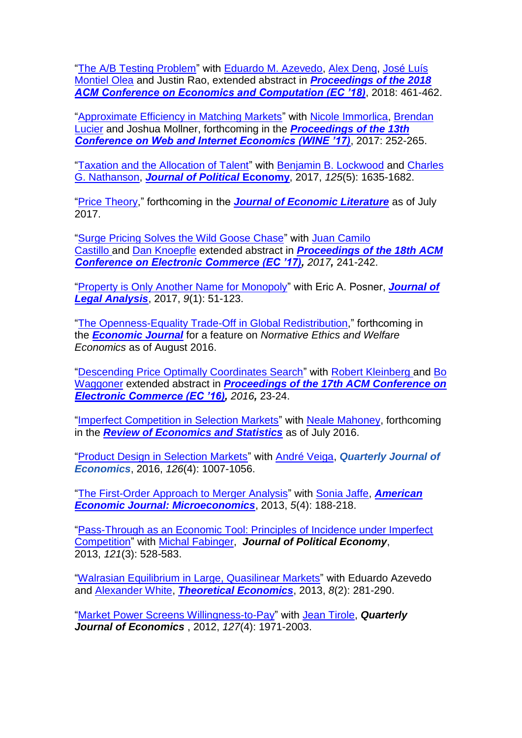"The A/B Testing Problem" with Eduardo M. Azevedo, Alex Deng, José Luís Montiel Olea and Justin Rao, extended abstract in ***Proceedings of the 2018 ACM Conference on Economics and Computation (EC '18)***, 2018: 461-462.

"Approximate Efficiency in Matching Markets" with Nicole Immorlica, Brendan Lucier and Joshua Mollner, forthcoming in the ***Proceedings of the 13th Conference on Web and Internet Economics (WINE '17)***, 2017: 252-265.

"Taxation and the Allocation of Talent" with Benjamin B. Lockwood and Charles G. Nathanson, ***Journal of Political* Economy**, 2017, *125*(5): 1635-1682.

"Price Theory," forthcoming in the ***Journal of Economic Literature*** as of July 2017.

"Surge Pricing Solves the Wild Goose Chase" with Juan Camilo Castillo and Dan Knoepfle extended abstract in ***Proceedings of the 18th ACM Conference on Electronic Commerce (EC '17),*** *2017,* 241-242.

"Property is Only Another Name for Monopoly" with Eric A. Posner, ***Journal of Legal Analysis***, 2017, *9*(1): 51-123.

"The Openness-Equality Trade-Off in Global Redistribution," forthcoming in the ***Economic Journal*** for a feature on *Normative Ethics and Welfare Economics* as of August 2016.

"Descending Price Optimally Coordinates Search" with Robert Kleinberg and Bo Waggoner extended abstract in ***Proceedings of the 17th ACM Conference on Electronic Commerce (EC '16),*** *2016,* 23-24.

"Imperfect Competition in Selection Markets" with Neale Mahoney, forthcoming in the ***Review of Economics and Statistics*** as of July 2016.

"Product Design in Selection Markets" with André Veiga, ***Quarterly Journal of Economics***, 2016, *126*(4): 1007-1056.

"The First-Order Approach to Merger Analysis" with Sonia Jaffe, ***American Economic Journal: Microeconomics***, 2013, *5*(4): 188-218.

"Pass-Through as an Economic Tool: Principles of Incidence under Imperfect Competition" with Michal Fabinger, ***Journal of Political Economy***, 2013, *121*(3): 528-583.

"Walrasian Equilibrium in Large, Quasilinear Markets" with Eduardo Azevedo and Alexander White, ***Theoretical Economics***, 2013, *8*(2): 281-290.

"Market Power Screens Willingness-to-Pay" with Jean Tirole, ***Quarterly Journal of Economics*** , 2012, *127*(4): 1971-2003.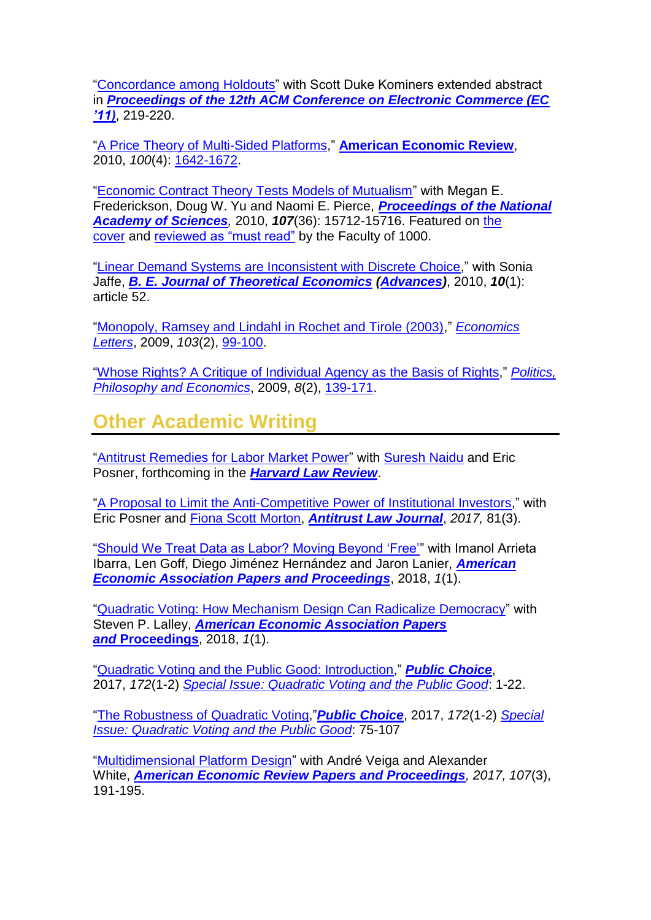"Concordance among Holdouts" with Scott Duke Kominers extended abstract in ***Proceedings of the 12th ACM Conference on Electronic Commerce (EC '11)***, 219-220.

"A Price Theory of Multi-Sided Platforms," **American Economic Review**, 2010, *100*(4): 1642-1672.

"Economic Contract Theory Tests Models of Mutualism" with Megan E. Frederickson, Doug W. Yu and Naomi E. Pierce, ***Proceedings of the National Academy of Sciences****,* 2010, ***107***(36): 15712-15716. Featured on the cover and reviewed as "must read" by the Faculty of 1000.

"Linear Demand Systems are Inconsistent with Discrete Choice," with Sonia Jaffe, ***B. E. Journal of Theoretical Economics (Advances)***, 2010, ***10***(1): article 52.

"Monopoly, Ramsey and Lindahl in Rochet and Tirole (2003)," *Economics Letters*, 2009, *103*(2), 99-100.

"Whose Rights? A Critique of Individual Agency as the Basis of Rights," *Politics, Philosophy and Economics*, 2009, *8*(2), 139-171.

## Other Academic Writing

"Antitrust Remedies for Labor Market Power" with Suresh Naidu and Eric Posner, forthcoming in the ***Harvard Law Review***.

"A Proposal to Limit the Anti-Competitive Power of Institutional Investors," with Eric Posner and Fiona Scott Morton, ***Antitrust Law Journal***, *2017,* 81(3).

"Should We Treat Data as Labor? Moving Beyond 'Free'" with Imanol Arrieta Ibarra, Len Goff, Diego Jiménez Hernández and Jaron Lanier, ***American Economic Association Papers and Proceedings***, 2018, *1*(1).

"Quadratic Voting: How Mechanism Design Can Radicalize Democracy" with Steven P. Lalley, ***American Economic Association Papers and* Proceedings**, 2018, *1*(1).

"Quadratic Voting and the Public Good: Introduction," ***Public Choice***, 2017, *172*(1-2) *Special Issue: Quadratic Voting and the Public Good*: 1-22.

"The Robustness of Quadratic Voting,"***Public Choice***, 2017, *172*(1-2) *Special Issue: Quadratic Voting and the Public Good*: 75-107

"Multidimensional Platform Design" with André Veiga and Alexander White, ***American Economic Review Papers and Proceedings****, 2017, 107*(3), 191-195.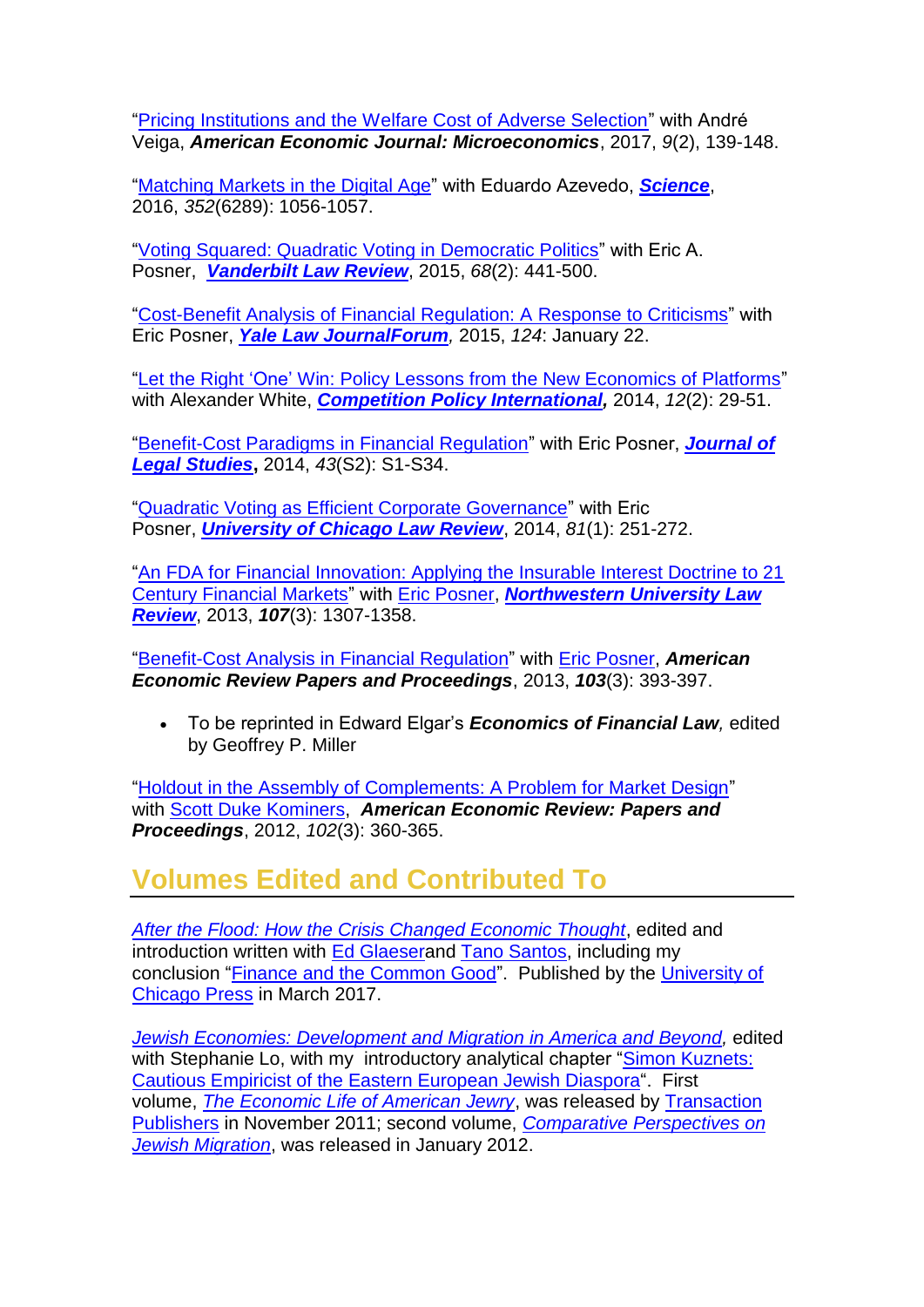"Pricing Institutions and the Welfare Cost of Adverse Selection" with André Veiga, ***American Economic Journal: Microeconomics***, 2017, *9*(2), 139-148.

"Matching Markets in the Digital Age" with Eduardo Azevedo, ***Science***, 2016, *352*(6289): 1056-1057.

"Voting Squared: Quadratic Voting in Democratic Politics" with Eric A. Posner, ***Vanderbilt Law Review***, 2015, *68*(2): 441-500.

"Cost-Benefit Analysis of Financial Regulation: A Response to Criticisms" with Eric Posner, ***Yale Law JournalForum****,* 2015, *124*: January 22.

"Let the Right 'One' Win: Policy Lessons from the New Economics of Platforms" with Alexander White, ***Competition Policy International,*** 2014, *12*(2): 29-51.

"Benefit-Cost Paradigms in Financial Regulation" with Eric Posner, ***Journal of Legal Studies*****,** 2014, *43*(S2): S1-S34.

"Quadratic Voting as Efficient Corporate Governance" with Eric Posner, ***University of Chicago Law Review***, 2014, *81*(1): 251-272.

"An FDA for Financial Innovation: Applying the Insurable Interest Doctrine to 21 Century Financial Markets" with Eric Posner, ***Northwestern University Law Review***, 2013, ***107***(3): 1307-1358.

"Benefit-Cost Analysis in Financial Regulation" with Eric Posner, ***American Economic Review Papers and Proceedings***, 2013, ***103***(3): 393-397.

- To be reprinted in Edward Elgar's ***Economics of Financial Law****,* edited by Geoffrey P. Miller

"Holdout in the Assembly of Complements: A Problem for Market Design" with Scott Duke Kominers, ***American Economic Review: Papers and Proceedings***, 2012, *102*(3): 360-365.

## Volumes Edited and Contributed To

*After the Flood: How the Crisis Changed Economic Thought*, edited and introduction written with Ed Glaeserand Tano Santos, including my conclusion "Finance and the Common Good". Published by the University of Chicago Press in March 2017.

*Jewish Economies: Development and Migration in America and Beyond,* edited with Stephanie Lo, with my introductory analytical chapter "Simon Kuznets: Cautious Empiricist of the Eastern European Jewish Diaspora". First volume, *The Economic Life of American Jewry*, was released by Transaction Publishers in November 2011; second volume, *Comparative Perspectives on Jewish Migration*, was released in January 2012.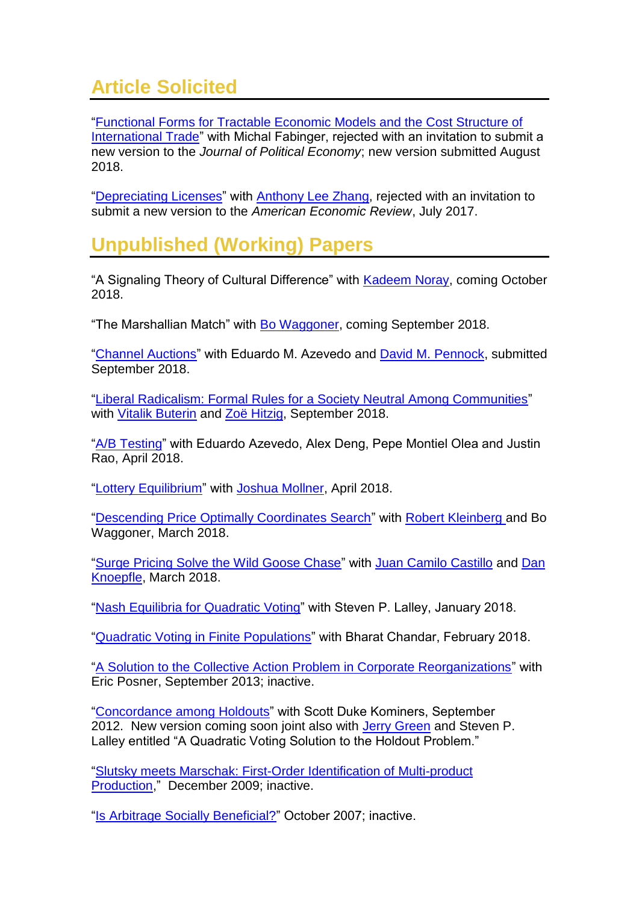## Article Solicited

"Functional Forms for Tractable Economic Models and the Cost Structure of International Trade" with Michal Fabinger, rejected with an invitation to submit a new version to the *Journal of Political Economy*; new version submitted August 2018.

"Depreciating Licenses" with Anthony Lee Zhang, rejected with an invitation to submit a new version to the *American Economic Review*, July 2017.

## Unpublished (Working) Papers

"A Signaling Theory of Cultural Difference" with Kadeem Noray, coming October 2018.

"The Marshallian Match" with Bo Waggoner, coming September 2018.

"Channel Auctions" with Eduardo M. Azevedo and David M. Pennock, submitted September 2018.

"Liberal Radicalism: Formal Rules for a Society Neutral Among Communities" with Vitalik Buterin and Zoë Hitzig, September 2018.

"A/B Testing" with Eduardo Azevedo, Alex Deng, Pepe Montiel Olea and Justin Rao, April 2018.

"Lottery Equilibrium" with Joshua Mollner, April 2018.

"Descending Price Optimally Coordinates Search" with Robert Kleinberg and Bo Waggoner, March 2018.

"Surge Pricing Solve the Wild Goose Chase" with Juan Camilo Castillo and Dan Knoepfle, March 2018.

"Nash Equilibria for Quadratic Voting" with Steven P. Lalley, January 2018.

"Quadratic Voting in Finite Populations" with Bharat Chandar, February 2018.

"A Solution to the Collective Action Problem in Corporate Reorganizations" with Eric Posner, September 2013; inactive.

"Concordance among Holdouts" with Scott Duke Kominers, September 2012. New version coming soon joint also with Jerry Green and Steven P. Lalley entitled "A Quadratic Voting Solution to the Holdout Problem."

"Slutsky meets Marschak: First-Order Identification of Multi-product Production," December 2009; inactive.

"Is Arbitrage Socially Beneficial?" October 2007; inactive.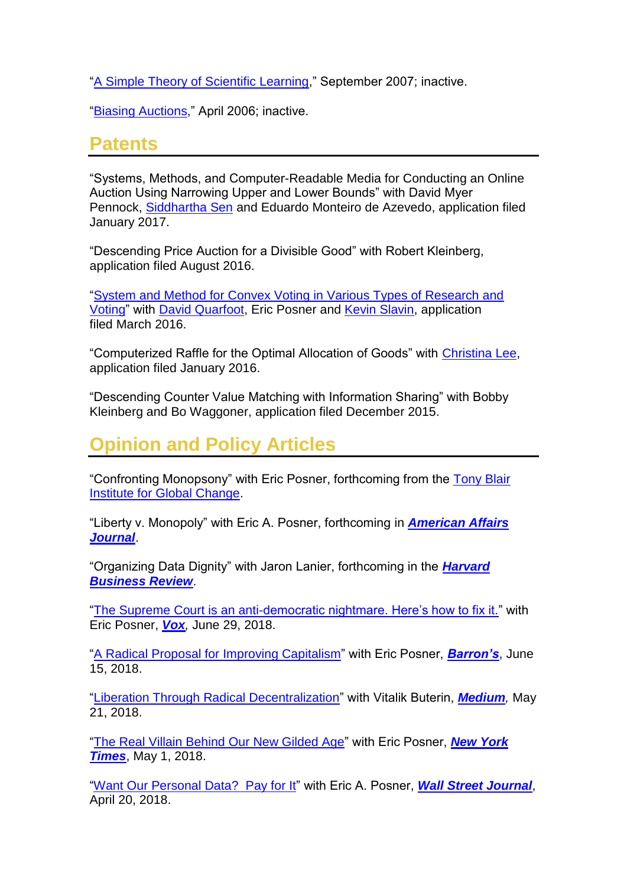"A Simple Theory of Scientific Learning," September 2007; inactive.

"Biasing Auctions," April 2006; inactive.

## Patents

"Systems, Methods, and Computer-Readable Media for Conducting an Online Auction Using Narrowing Upper and Lower Bounds" with David Myer Pennock, Siddhartha Sen and Eduardo Monteiro de Azevedo, application filed January 2017.

"Descending Price Auction for a Divisible Good" with Robert Kleinberg, application filed August 2016.

"System and Method for Convex Voting in Various Types of Research and Voting" with David Quarfoot, Eric Posner and Kevin Slavin, application filed March 2016.

"Computerized Raffle for the Optimal Allocation of Goods" with Christina Lee, application filed January 2016.

"Descending Counter Value Matching with Information Sharing" with Bobby Kleinberg and Bo Waggoner, application filed December 2015.

## Opinion and Policy Articles

"Confronting Monopsony" with Eric Posner, forthcoming from the Tony Blair Institute for Global Change.

"Liberty v. Monopoly" with Eric A. Posner, forthcoming in ***American Affairs Journal***.

"Organizing Data Dignity" with Jaron Lanier, forthcoming in the ***Harvard Business Review***.

"The Supreme Court is an anti-democratic nightmare. Here's how to fix it." with Eric Posner, ***Vox***, June 29, 2018.

"A Radical Proposal for Improving Capitalism" with Eric Posner, ***Barron's***, June 15, 2018.

"Liberation Through Radical Decentralization" with Vitalik Buterin, ***Medium***, May 21, 2018.

"The Real Villain Behind Our New Gilded Age" with Eric Posner, ***New York Times***, May 1, 2018.

"Want Our Personal Data? Pay for It" with Eric A. Posner, ***Wall Street Journal***, April 20, 2018.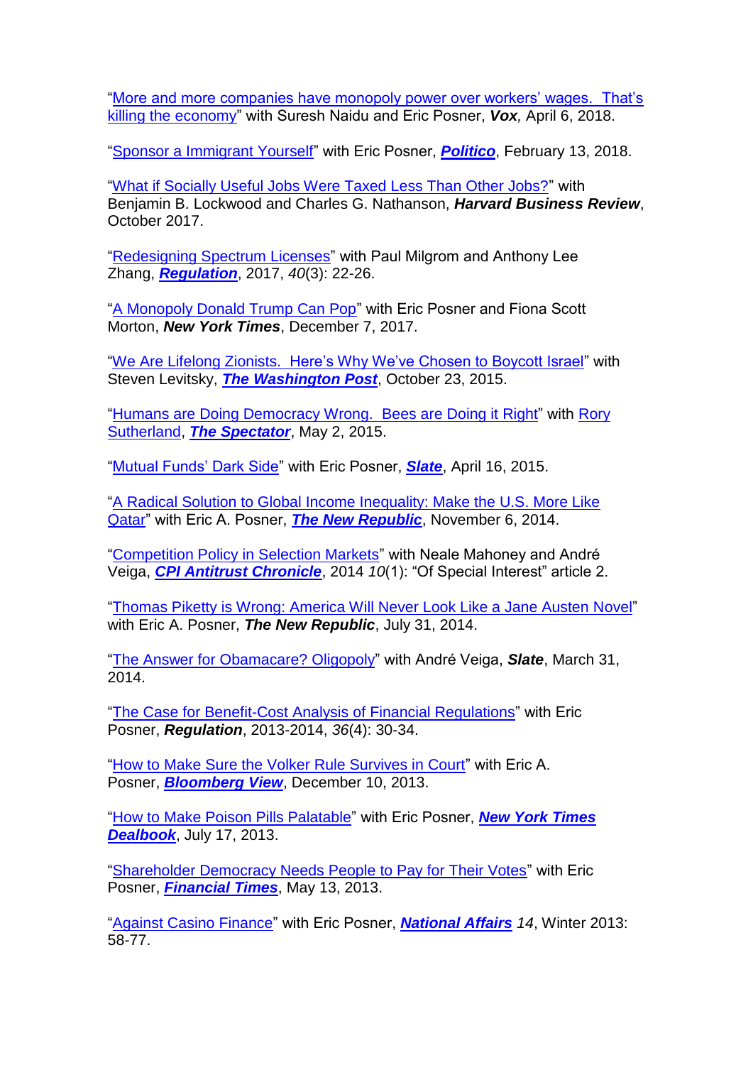"More and more companies have monopoly power over workers' wages. That's killing the economy" with Suresh Naidu and Eric Posner, ***Vox***, April 6, 2018.

"Sponsor a Immigrant Yourself" with Eric Posner, ***Politico***, February 13, 2018.

"What if Socially Useful Jobs Were Taxed Less Than Other Jobs?" with Benjamin B. Lockwood and Charles G. Nathanson, ***Harvard Business Review***, October 2017.

"Redesigning Spectrum Licenses" with Paul Milgrom and Anthony Lee Zhang, ***Regulation***, 2017, *40*(3): 22-26.

"A Monopoly Donald Trump Can Pop" with Eric Posner and Fiona Scott Morton, ***New York Times***, December 7, 2017.

"We Are Lifelong Zionists. Here's Why We've Chosen to Boycott Israel" with Steven Levitsky, ***The Washington Post***, October 23, 2015.

"Humans are Doing Democracy Wrong. Bees are Doing it Right" with Rory Sutherland, ***The Spectator***, May 2, 2015.

"Mutual Funds' Dark Side" with Eric Posner, ***Slate***, April 16, 2015.

"A Radical Solution to Global Income Inequality: Make the U.S. More Like Qatar" with Eric A. Posner, ***The New Republic***, November 6, 2014.

"Competition Policy in Selection Markets" with Neale Mahoney and André Veiga, ***CPI Antitrust Chronicle***, 2014 *10*(1): "Of Special Interest" article 2.

"Thomas Piketty is Wrong: America Will Never Look Like a Jane Austen Novel" with Eric A. Posner, ***The New Republic***, July 31, 2014.

"The Answer for Obamacare? Oligopoly" with André Veiga, ***Slate***, March 31, 2014.

"The Case for Benefit-Cost Analysis of Financial Regulations" with Eric Posner, ***Regulation***, 2013-2014, *36*(4): 30-34.

"How to Make Sure the Volker Rule Survives in Court" with Eric A. Posner, ***Bloomberg View***, December 10, 2013.

"How to Make Poison Pills Palatable" with Eric Posner, ***New York Times Dealbook***, July 17, 2013.

"Shareholder Democracy Needs People to Pay for Their Votes" with Eric Posner, ***Financial Times***, May 13, 2013.

"Against Casino Finance" with Eric Posner, ***National Affairs*** *14*, Winter 2013: 58-77.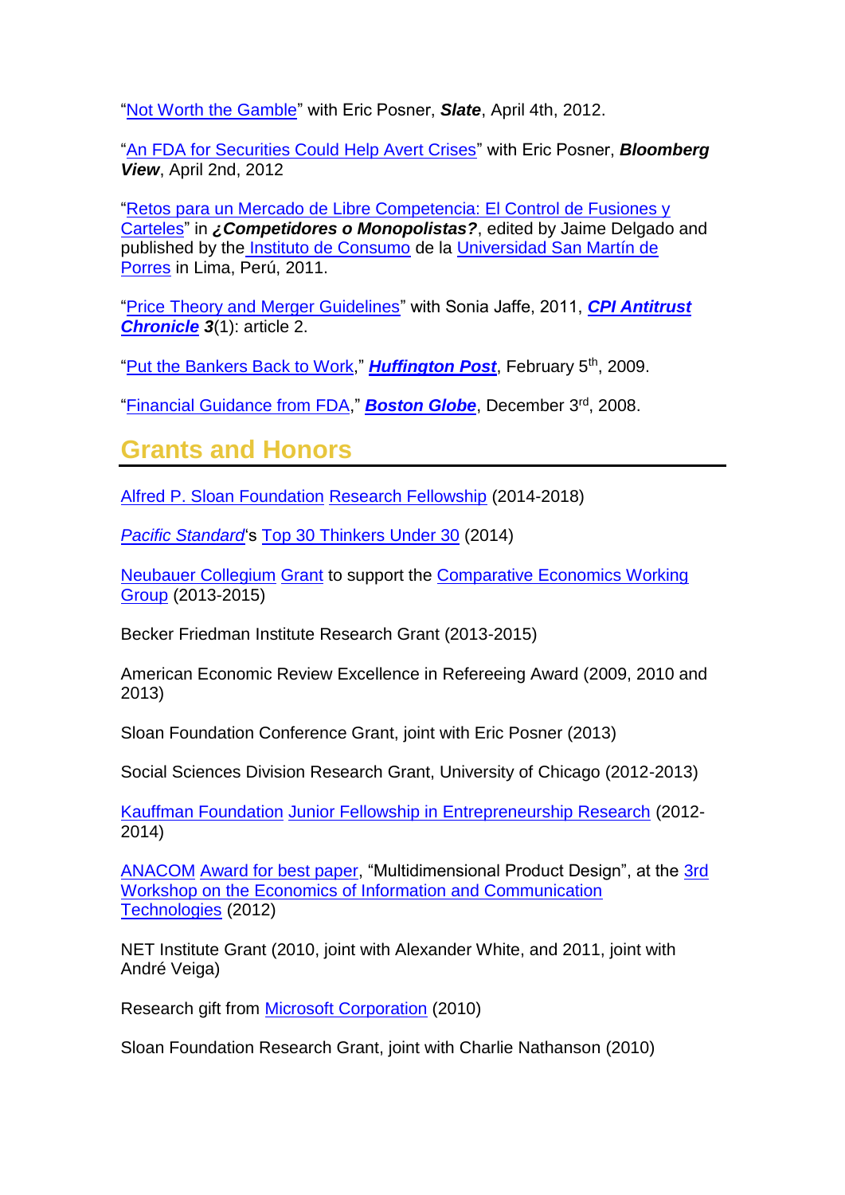"Not Worth the Gamble" with Eric Posner, ***Slate***, April 4th, 2012.

"An FDA for Securities Could Help Avert Crises" with Eric Posner, ***Bloomberg View***, April 2nd, 2012

"Retos para un Mercado de Libre Competencia: El Control de Fusiones y Carteles" in ***¿Competidores o Monopolistas?***, edited by Jaime Delgado and published by the Instituto de Consumo de la Universidad San Martín de Porres in Lima, Perú, 2011.

"Price Theory and Merger Guidelines" with Sonia Jaffe, 2011, ***CPI Antitrust Chronicle 3***(1): article 2.

"Put the Bankers Back to Work," ***Huffington Post***, February 5th, 2009.

"Financial Guidance from FDA," ***Boston Globe***, December 3rd, 2008.

## Grants and Honors

Alfred P. Sloan Foundation Research Fellowship (2014-2018)

*Pacific Standard*'s Top 30 Thinkers Under 30 (2014)

Neubauer Collegium Grant to support the Comparative Economics Working Group (2013-2015)

Becker Friedman Institute Research Grant (2013-2015)

American Economic Review Excellence in Refereeing Award (2009, 2010 and 2013)

Sloan Foundation Conference Grant, joint with Eric Posner (2013)

Social Sciences Division Research Grant, University of Chicago (2012-2013)

Kauffman Foundation Junior Fellowship in Entrepreneurship Research (2012-2014)

ANACOM Award for best paper, "Multidimensional Product Design", at the 3rd Workshop on the Economics of Information and Communication Technologies (2012)

NET Institute Grant (2010, joint with Alexander White, and 2011, joint with André Veiga)

Research gift from Microsoft Corporation (2010)

Sloan Foundation Research Grant, joint with Charlie Nathanson (2010)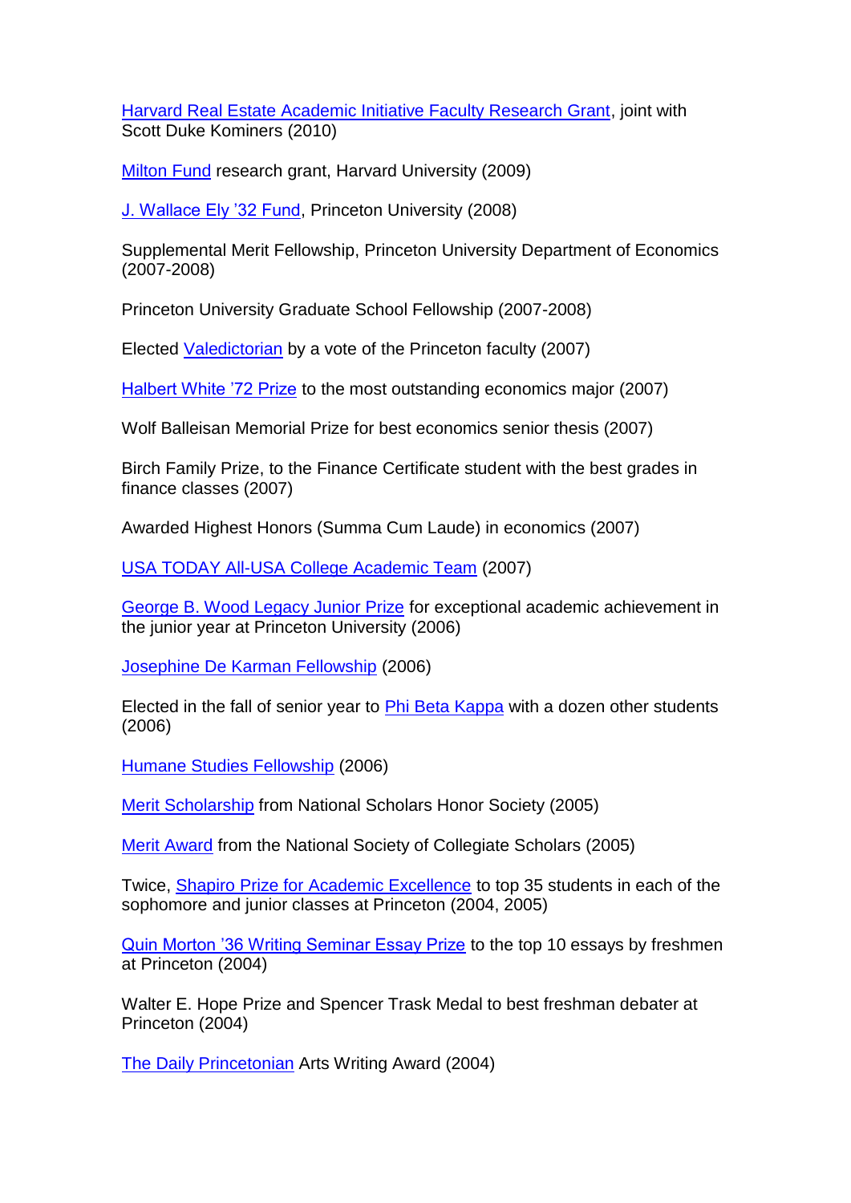Harvard Real Estate Academic Initiative Faculty Research Grant, joint with Scott Duke Kominers (2010)

Milton Fund research grant, Harvard University (2009)

J. Wallace Ely '32 Fund, Princeton University (2008)

Supplemental Merit Fellowship, Princeton University Department of Economics (2007-2008)

Princeton University Graduate School Fellowship (2007-2008)

Elected Valedictorian by a vote of the Princeton faculty (2007)

Halbert White '72 Prize to the most outstanding economics major (2007)

Wolf Balleisan Memorial Prize for best economics senior thesis (2007)

Birch Family Prize, to the Finance Certificate student with the best grades in finance classes (2007)

Awarded Highest Honors (Summa Cum Laude) in economics (2007)

USA TODAY All-USA College Academic Team (2007)

George B. Wood Legacy Junior Prize for exceptional academic achievement in the junior year at Princeton University (2006)

Josephine De Karman Fellowship (2006)

Elected in the fall of senior year to Phi Beta Kappa with a dozen other students (2006)

Humane Studies Fellowship (2006)

Merit Scholarship from National Scholars Honor Society (2005)

Merit Award from the National Society of Collegiate Scholars (2005)

Twice, Shapiro Prize for Academic Excellence to top 35 students in each of the sophomore and junior classes at Princeton (2004, 2005)

Quin Morton '36 Writing Seminar Essay Prize to the top 10 essays by freshmen at Princeton (2004)

Walter E. Hope Prize and Spencer Trask Medal to best freshman debater at Princeton (2004)

The Daily Princetonian Arts Writing Award (2004)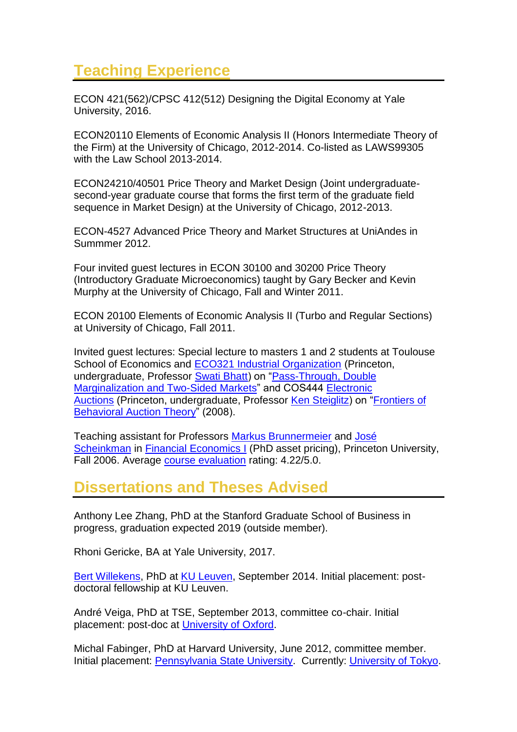## Teaching Experience

ECON 421(562)/CPSC 412(512) Designing the Digital Economy at Yale University, 2016.

ECON20110 Elements of Economic Analysis II (Honors Intermediate Theory of the Firm) at the University of Chicago, 2012-2014. Co-listed as LAWS99305 with the Law School 2013-2014.

ECON24210/40501 Price Theory and Market Design (Joint undergraduate-second-year graduate course that forms the first term of the graduate field sequence in Market Design) at the University of Chicago, 2012-2013.

ECON-4527 Advanced Price Theory and Market Structures at UniAndes in Summmer 2012.

Four invited guest lectures in ECON 30100 and 30200 Price Theory (Introductory Graduate Microeconomics) taught by Gary Becker and Kevin Murphy at the University of Chicago, Fall and Winter 2011.

ECON 20100 Elements of Economic Analysis II (Turbo and Regular Sections) at University of Chicago, Fall 2011.

Invited guest lectures: Special lecture to masters 1 and 2 students at Toulouse School of Economics and ECO321 Industrial Organization (Princeton, undergraduate, Professor Swati Bhatt) on "Pass-Through, Double Marginalization and Two-Sided Markets" and COS444 Electronic Auctions (Princeton, undergraduate, Professor Ken Steiglitz) on "Frontiers of Behavioral Auction Theory" (2008).

Teaching assistant for Professors Markus Brunnermeier and José Scheinkman in Financial Economics I (PhD asset pricing), Princeton University, Fall 2006. Average course evaluation rating: 4.22/5.0.

## Dissertations and Theses Advised

Anthony Lee Zhang, PhD at the Stanford Graduate School of Business in progress, graduation expected 2019 (outside member).

Rhoni Gericke, BA at Yale University, 2017.

Bert Willekens, PhD at KU Leuven, September 2014. Initial placement: post-doctoral fellowship at KU Leuven.

André Veiga, PhD at TSE, September 2013, committee co-chair. Initial placement: post-doc at University of Oxford.

Michal Fabinger, PhD at Harvard University, June 2012, committee member. Initial placement: Pennsylvania State University. Currently: University of Tokyo.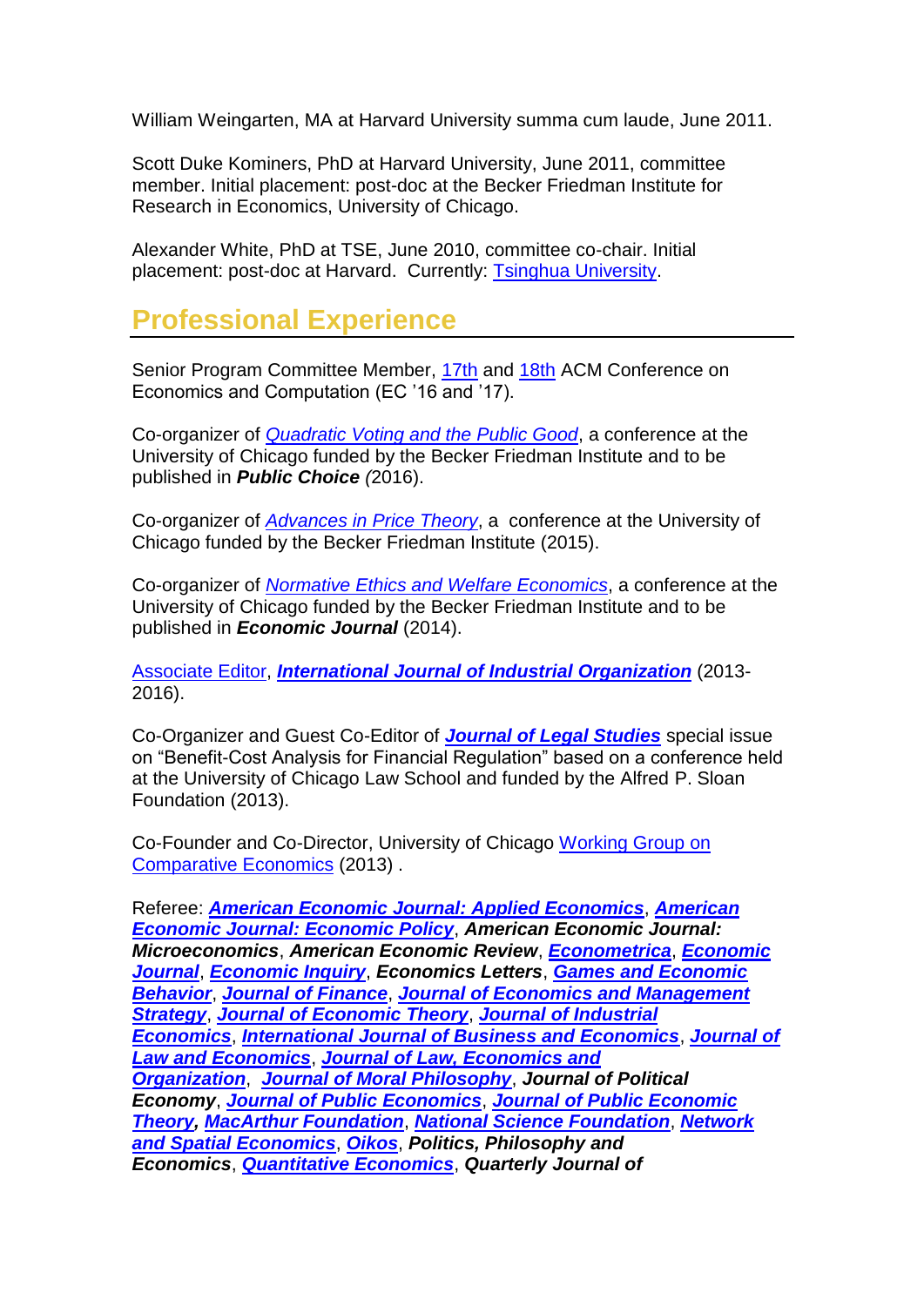William Weingarten, MA at Harvard University summa cum laude, June 2011.

Scott Duke Kominers, PhD at Harvard University, June 2011, committee member. Initial placement: post-doc at the Becker Friedman Institute for Research in Economics, University of Chicago.

Alexander White, PhD at TSE, June 2010, committee co-chair. Initial placement: post-doc at Harvard. Currently: Tsinghua University.

## Professional Experience

Senior Program Committee Member, 17th and 18th ACM Conference on Economics and Computation (EC '16 and '17).

Co-organizer of *Quadratic Voting and the Public Good*, a conference at the University of Chicago funded by the Becker Friedman Institute and to be published in ***Public Choice*** *(*2016).

Co-organizer of *Advances in Price Theory*, a conference at the University of Chicago funded by the Becker Friedman Institute (2015).

Co-organizer of *Normative Ethics and Welfare Economics*, a conference at the University of Chicago funded by the Becker Friedman Institute and to be published in ***Economic Journal*** (2014).

Associate Editor, ***International Journal of Industrial Organization*** (2013-2016).

Co-Organizer and Guest Co-Editor of ***Journal of Legal Studies*** special issue on "Benefit-Cost Analysis for Financial Regulation" based on a conference held at the University of Chicago Law School and funded by the Alfred P. Sloan Foundation (2013).

Co-Founder and Co-Director, University of Chicago Working Group on Comparative Economics (2013) .

Referee: ***American Economic Journal: Applied Economics***, ***American Economic Journal: Economic Policy***, ***American Economic Journal: Microeconomics***, ***American Economic Review***, ***Econometrica***, ***Economic Journal***, ***Economic Inquiry***, ***Economics Letters***, ***Games and Economic Behavior***, ***Journal of Finance***, ***Journal of Economics and Management Strategy***, ***Journal of Economic Theory***, ***Journal of Industrial Economics***, ***International Journal of Business and Economics***, ***Journal of Law and Economics***, ***Journal of Law, Economics and Organization***, ***Journal of Moral Philosophy***, ***Journal of Political Economy***, ***Journal of Public Economics***, ***Journal of Public Economic Theory***, ***MacArthur Foundation***, ***National Science Foundation***, ***Network and Spatial Economics***, ***Oikos***, ***Politics, Philosophy and Economics***, ***Quantitative Economics***, ***Quarterly Journal of***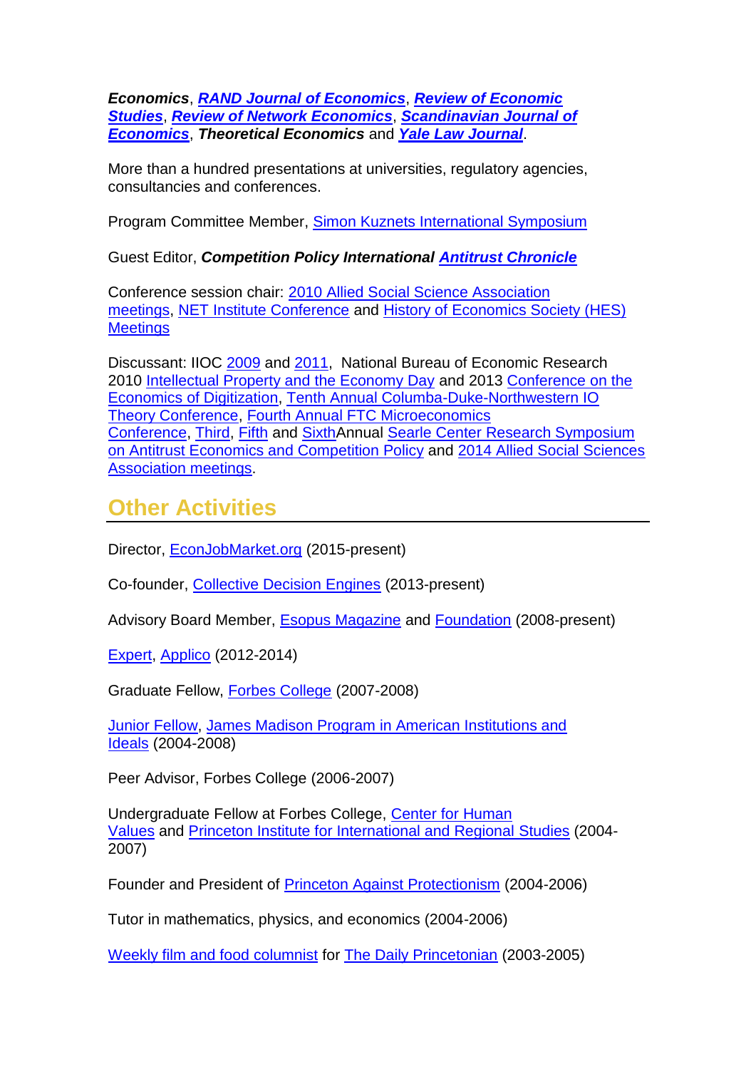***Economics***, ***RAND Journal of Economics***, ***Review of Economic Studies***, ***Review of Network Economics***, ***Scandinavian Journal of Economics***, ***Theoretical Economics*** and ***Yale Law Journal***.

More than a hundred presentations at universities, regulatory agencies, consultancies and conferences.

Program Committee Member, Simon Kuznets International Symposium

Guest Editor, ***Competition Policy International Antitrust Chronicle***

Conference session chair: 2010 Allied Social Science Association meetings, NET Institute Conference and History of Economics Society (HES) Meetings

Discussant: IIOC 2009 and 2011, National Bureau of Economic Research 2010 Intellectual Property and the Economy Day and 2013 Conference on the Economics of Digitization, Tenth Annual Columba-Duke-Northwestern IO Theory Conference, Fourth Annual FTC Microeconomics Conference, Third, Fifth and SixthAnnual Searle Center Research Symposium on Antitrust Economics and Competition Policy and 2014 Allied Social Sciences Association meetings.

## Other Activities

Director, EconJobMarket.org (2015-present)

Co-founder, Collective Decision Engines (2013-present)

Advisory Board Member, Esopus Magazine and Foundation (2008-present)

Expert, Applico (2012-2014)

Graduate Fellow, Forbes College (2007-2008)

Junior Fellow, James Madison Program in American Institutions and Ideals (2004-2008)

Peer Advisor, Forbes College (2006-2007)

Undergraduate Fellow at Forbes College, Center for Human Values and Princeton Institute for International and Regional Studies (2004-2007)

Founder and President of Princeton Against Protectionism (2004-2006)

Tutor in mathematics, physics, and economics (2004-2006)

Weekly film and food columnist for The Daily Princetonian (2003-2005)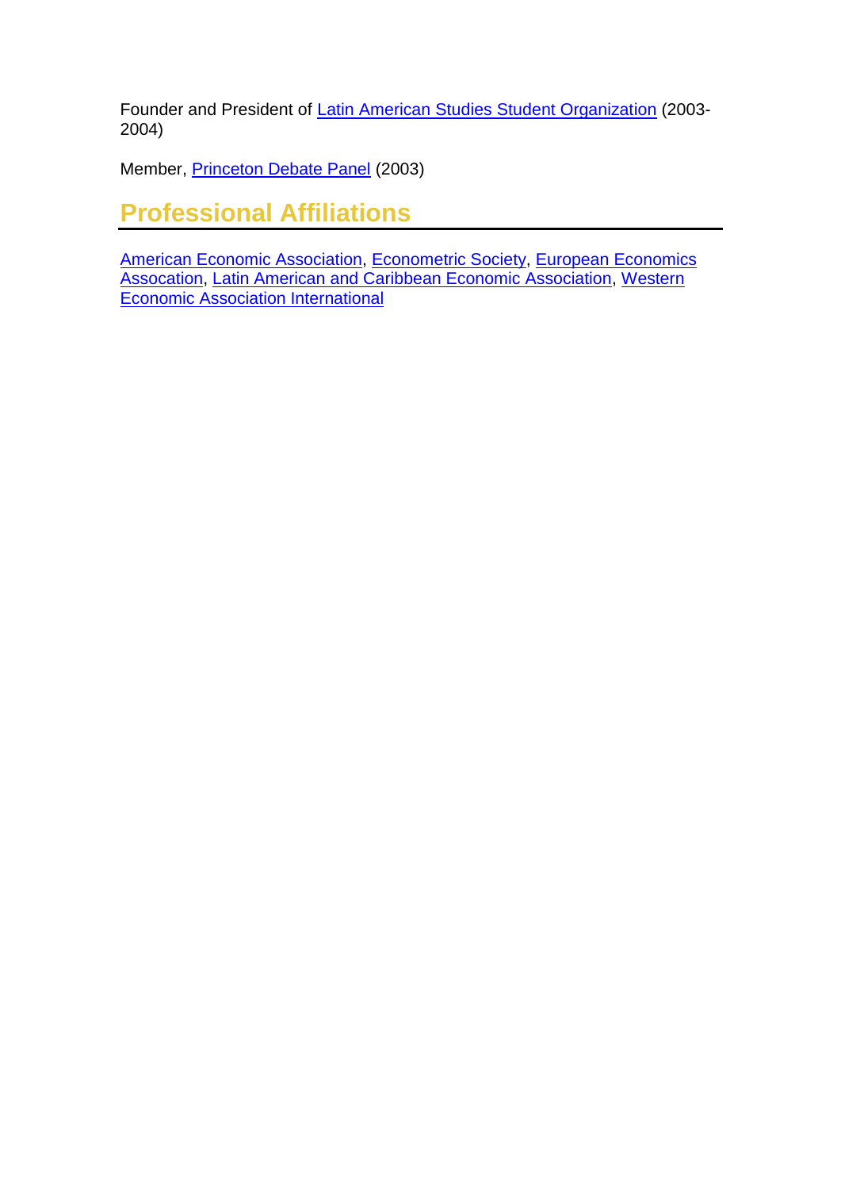Founder and President of Latin American Studies Student Organization (2003-2004)

Member, Princeton Debate Panel (2003)

## Professional Affiliations

American Economic Association, Econometric Society, European Economics Assocation, Latin American and Caribbean Economic Association, Western Economic Association International